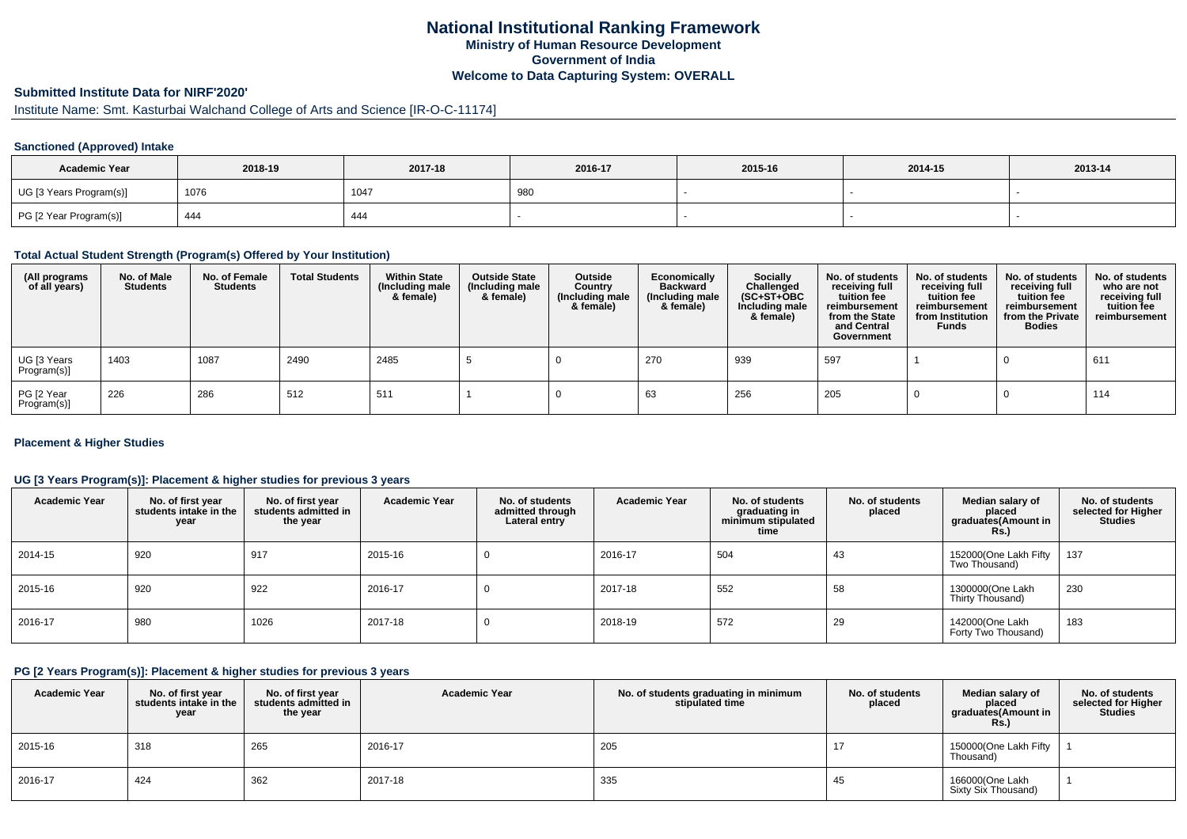# National Institutional Ranking Framework

**Ministry of Human Resource Development**

**Government of India**

**Welcome to Data Capturing System: OVERALL**

## Submitted Institute Data for NIRF'2020'

Institute Name: Smt. Kasturbai Walchand College of Arts and Science [IR-O-C-11174]

### Sanctioned (Approved) Intake

| Academic Year | 2018-19 | 2017-18 | 2016-17 | 2015-16 | 2014-15 | 2013-14 |
|---|---|---|---|---|---|---|
| UG [3 Years Program(s)] | 1076 | 1047 | 980 | - | - | - |
| PG [2 Year Program(s)] | 444 | 444 | - | - | - | - |

### Total Actual Student Strength (Program(s) Offered by Your Institution)

| (All programs of all years) | No. of Male Students | No. of Female Students | Total Students | Within State (Including male & female) | Outside State (Including male & female) | Outside Country (Including male & female) | Economically Backward (Including male & female) | Socially Challenged (SC+ST+OBC Including male & female) | No. of students receiving full tuition fee reimbursement from the State and Central Government | No. of students receiving full tuition fee reimbursement from Institution Funds | No. of students receiving full tuition fee reimbursement from the Private Bodies | No. of students who are not receiving full tuition fee reimbursement |
|---|---|---|---|---|---|---|---|---|---|---|---|---|
| UG [3 Years Program(s)] | 1403 | 1087 | 2490 | 2485 | 5 | 0 | 270 | 939 | 597 | 1 | 0 | 611 |
| PG [2 Year Program(s)] | 226 | 286 | 512 | 511 | 1 | 0 | 63 | 256 | 205 | 0 | 0 | 114 |

### Placement & Higher Studies

#### UG [3 Years Program(s)]: Placement & higher studies for previous 3 years

| Academic Year | No. of first year students intake in the year | No. of first year students admitted in the year | Academic Year | No. of students admitted through Lateral entry | Academic Year | No. of students graduating in minimum stipulated time | No. of students placed | Median salary of placed graduates(Amount in Rs.) | No. of students selected for Higher Studies |
|---|---|---|---|---|---|---|---|---|---|
| 2014-15 | 920 | 917 | 2015-16 | 0 | 2016-17 | 504 | 43 | 152000(One Lakh Fifty Two Thousand) | 137 |
| 2015-16 | 920 | 922 | 2016-17 | 0 | 2017-18 | 552 | 58 | 1300000(One Lakh Thirty Thousand) | 230 |
| 2016-17 | 980 | 1026 | 2017-18 | 0 | 2018-19 | 572 | 29 | 142000(One Lakh Forty Two Thousand) | 183 |

#### PG [2 Years Program(s)]: Placement & higher studies for previous 3 years

| Academic Year | No. of first year students intake in the year | No. of first year students admitted in the year | Academic Year | No. of students graduating in minimum stipulated time | No. of students placed | Median salary of placed graduates(Amount in Rs.) | No. of students selected for Higher Studies |
|---|---|---|---|---|---|---|---|
| 2015-16 | 318 | 265 | 2016-17 | 205 | 17 | 150000(One Lakh Fifty Thousand) | 1 |
| 2016-17 | 424 | 362 | 2017-18 | 335 | 45 | 166000(One Lakh Sixty Six Thousand) | 1 |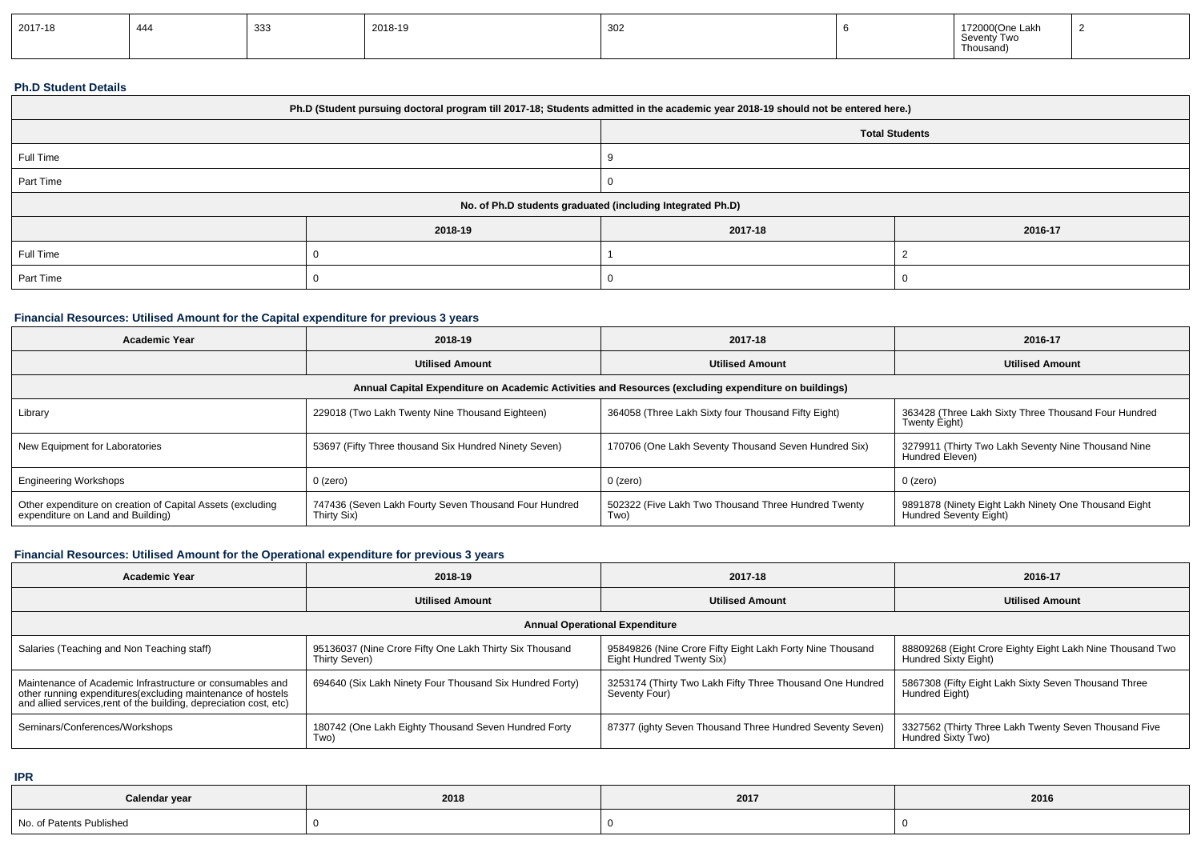| 2017-18 | 444 | 333 | 2018-19 | 302 | 6 | 172000(One Lakh Seventy Two Thousand) | 2 |
|---|---|---|---|---|---|---|---|

### Ph.D Student Details

| Ph.D (Student pursuing doctoral program till 2017-18; Students admitted in the academic year 2018-19 should not be entered here.) | | | |
|---|---|---|---|
| | | Total Students | |
| Full Time | | 9 | |
| Part Time | | 0 | |
| No. of Ph.D students graduated (including Integrated Ph.D) | | | |
| | 2018-19 | 2017-18 | 2016-17 |
| Full Time | 0 | 1 | 2 |
| Part Time | 0 | 0 | 0 |

### Financial Resources: Utilised Amount for the Capital expenditure for previous 3 years

| Academic Year | 2018-19 | 2017-18 | 2016-17 |
|---|---|---|---|
| | Utilised Amount | Utilised Amount | Utilised Amount |
| Annual Capital Expenditure on Academic Activities and Resources (excluding expenditure on buildings) | | | |
| Library | 229018 (Two Lakh Twenty Nine Thousand Eighteen) | 364058 (Three Lakh Sixty four Thousand Fifty Eight) | 363428 (Three Lakh Sixty Three Thousand Four Hundred Twenty Eight) |
| New Equipment for Laboratories | 53697 (Fifty Three thousand Six Hundred Ninety Seven) | 170706 (One Lakh Seventy Thousand Seven Hundred Six) | 3279911 (Thirty Two Lakh Seventy Nine Thousand Nine Hundred Eleven) |
| Engineering Workshops | 0 (zero) | 0 (zero) | 0 (zero) |
| Other expenditure on creation of Capital Assets (excluding expenditure on Land and Building) | 747436 (Seven Lakh Fourty Seven Thousand Four Hundred Thirty Six) | 502322 (Five Lakh Two Thousand Three Hundred Twenty Two) | 9891878 (Ninety Eight Lakh Ninety One Thousand Eight Hundred Seventy Eight) |

### Financial Resources: Utilised Amount for the Operational expenditure for previous 3 years

| Academic Year | 2018-19 | 2017-18 | 2016-17 |
|---|---|---|---|
| | Utilised Amount | Utilised Amount | Utilised Amount |
| Annual Operational Expenditure | | | |
| Salaries (Teaching and Non Teaching staff) | 95136037 (Nine Crore Fifty One Lakh Thirty Six Thousand Thirty Seven) | 95849826 (Nine Crore Fifty Eight Lakh Forty Nine Thousand Eight Hundred Twenty Six) | 88809268 (Eight Crore Eighty Eight Lakh Nine Thousand Two Hundred Sixty Eight) |
| Maintenance of Academic Infrastructure or consumables and other running expenditures(excluding maintenance of hostels and allied services,rent of the building, depreciation cost, etc) | 694640 (Six Lakh Ninety Four Thousand Six Hundred Forty) | 3253174 (Thirty Two Lakh Fifty Three Thousand One Hundred Seventy Four) | 5867308 (Fifty Eight Lakh Sixty Seven Thousand Three Hundred Eight) |
| Seminars/Conferences/Workshops | 180742 (One Lakh Eighty Thousand Seven Hundred Forty Two) | 87377 (ighty Seven Thousand Three Hundred Seventy Seven) | 3327562 (Thirty Three Lakh Twenty Seven Thousand Five Hundred Sixty Two) |

### IPR

| Calendar year | 2018 | 2017 | 2016 |
|---|---|---|---|
| No. of Patents Published | 0 | 0 | 0 |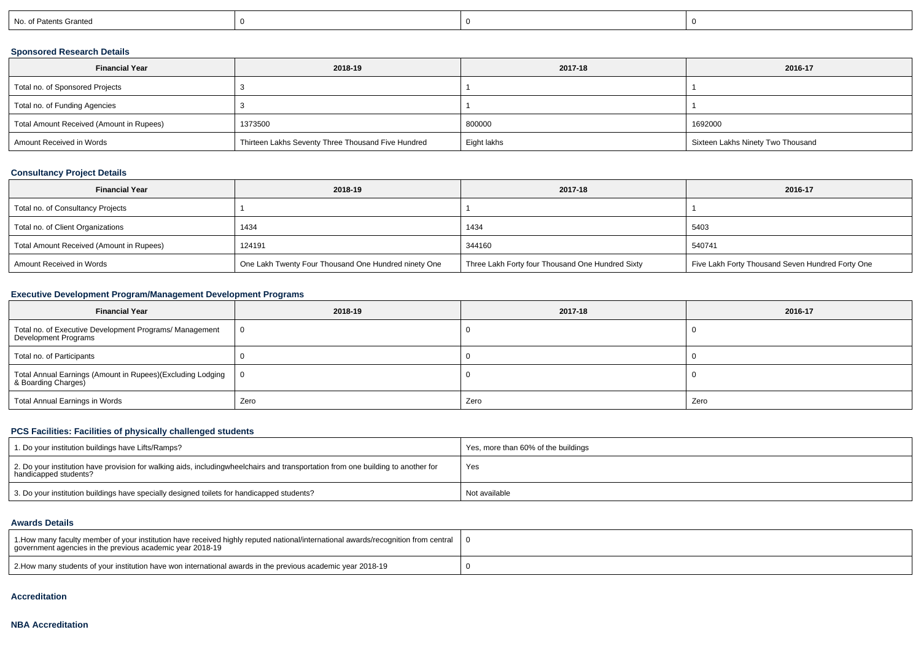| No. of Patents Granted | 0 | 0 | 0 |
|---|---|---|---|

### Sponsored Research Details

| Financial Year | 2018-19 | 2017-18 | 2016-17 |
|---|---|---|---|
| Total no. of Sponsored Projects | 3 | 1 | 1 |
| Total no. of Funding Agencies | 3 | 1 | 1 |
| Total Amount Received (Amount in Rupees) | 1373500 | 800000 | 1692000 |
| Amount Received in Words | Thirteen Lakhs Seventy Three Thousand Five Hundred | Eight lakhs | Sixteen Lakhs Ninety Two Thousand |

### Consultancy Project Details

| Financial Year | 2018-19 | 2017-18 | 2016-17 |
|---|---|---|---|
| Total no. of Consultancy Projects | 1 | 1 | 1 |
| Total no. of Client Organizations | 1434 | 1434 | 5403 |
| Total Amount Received (Amount in Rupees) | 124191 | 344160 | 540741 |
| Amount Received in Words | One Lakh Twenty Four Thousand One Hundred ninety One | Three Lakh Forty four Thousand One Hundred Sixty | Five Lakh Forty Thousand Seven Hundred Forty One |

### Executive Development Program/Management Development Programs

| Financial Year | 2018-19 | 2017-18 | 2016-17 |
|---|---|---|---|
| Total no. of Executive Development Programs/ Management Development Programs | 0 | 0 | 0 |
| Total no. of Participants | 0 | 0 | 0 |
| Total Annual Earnings (Amount in Rupees)(Excluding Lodging & Boarding Charges) | 0 | 0 | 0 |
| Total Annual Earnings in Words | Zero | Zero | Zero |

### PCS Facilities: Facilities of physically challenged students

| 1. Do your institution buildings have Lifts/Ramps? | Yes, more than 60% of the buildings |
|---|---|
| 2. Do your institution have provision for walking aids, includingwheelchairs and transportation from one building to another for handicapped students? | Yes |
| 3. Do your institution buildings have specially designed toilets for handicapped students? | Not available |

### Awards Details

| 1.How many faculty member of your institution have received highly reputed national/international awards/recognition from central government agencies in the previous academic year 2018-19 | 0 |
|---|---|
| 2.How many students of your institution have won international awards in the previous academic year 2018-19 | 0 |

### Accreditation

### NBA Accreditation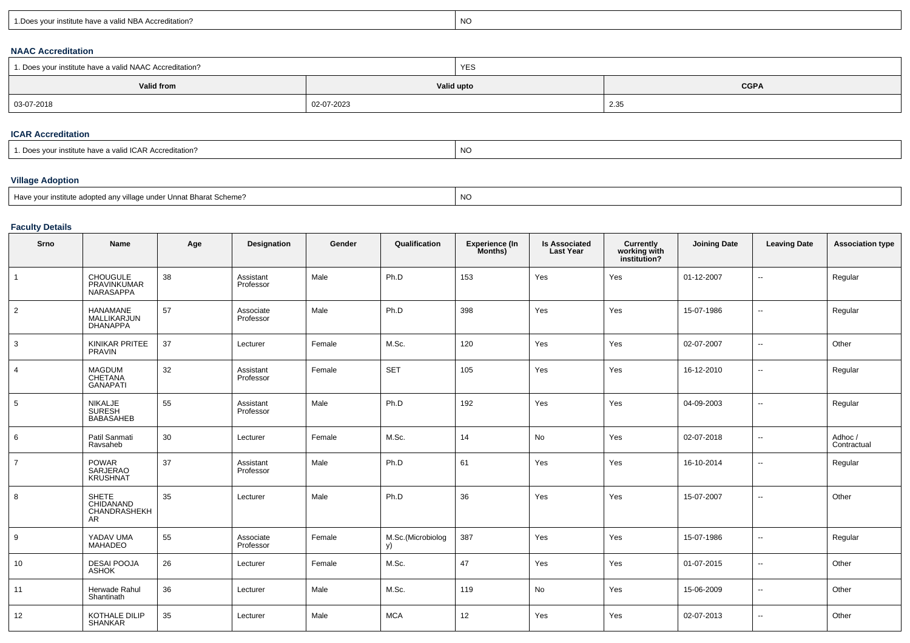| 1.Does your institute have a valid NBA Accreditation? | NO |
|---|---|

### NAAC Accreditation

| 1. Does your institute have a valid NAAC Accreditation? | YES | |
|---|---|---|
| **Valid from** | **Valid upto** | **CGPA** |
| 03-07-2018 | 02-07-2023 | 2.35 |

### ICAR Accreditation

| 1. Does your institute have a valid ICAR Accreditation? | NO |
|---|---|

### Village Adoption

| Have your institute adopted any village under Unnat Bharat Scheme? | NO |
|---|---|

### Faculty Details

| Srno | Name | Age | Designation | Gender | Qualification | Experience (In Months) | Is Associated Last Year | Currently working with institution? | Joining Date | Leaving Date | Association type |
|---|---|---|---|---|---|---|---|---|---|---|---|
| 1 | CHOUGULE PRAVINKUMAR NARASAPPA | 38 | Assistant Professor | Male | Ph.D | 153 | Yes | Yes | 01-12-2007 | -- | Regular |
| 2 | HANAMANE MALLIKARJUN DHANAPPA | 57 | Associate Professor | Male | Ph.D | 398 | Yes | Yes | 15-07-1986 | -- | Regular |
| 3 | KINIKAR PRITEE PRAVIN | 37 | Lecturer | Female | M.Sc. | 120 | Yes | Yes | 02-07-2007 | -- | Other |
| 4 | MAGDUM CHETANA GANAPATI | 32 | Assistant Professor | Female | SET | 105 | Yes | Yes | 16-12-2010 | -- | Regular |
| 5 | NIKALJE SURESH BABASAHEB | 55 | Assistant Professor | Male | Ph.D | 192 | Yes | Yes | 04-09-2003 | -- | Regular |
| 6 | Patil Sanmati Ravsaheb | 30 | Lecturer | Female | M.Sc. | 14 | No | Yes | 02-07-2018 | -- | Adhoc / Contractual |
| 7 | POWAR SARJERAO KRUSHNAT | 37 | Assistant Professor | Male | Ph.D | 61 | Yes | Yes | 16-10-2014 | -- | Regular |
| 8 | SHETE CHIDANAND CHANDRASHEKHAR | 35 | Lecturer | Male | Ph.D | 36 | Yes | Yes | 15-07-2007 | -- | Other |
| 9 | YADAV UMA MAHADEO | 55 | Associate Professor | Female | M.Sc.(Microbiology) | 387 | Yes | Yes | 15-07-1986 | -- | Regular |
| 10 | DESAI POOJA ASHOK | 26 | Lecturer | Female | M.Sc. | 47 | Yes | Yes | 01-07-2015 | -- | Other |
| 11 | Herwade Rahul Shantinath | 36 | Lecturer | Male | M.Sc. | 119 | No | Yes | 15-06-2009 | -- | Other |
| 12 | KOTHALE DILIP SHANKAR | 35 | Lecturer | Male | MCA | 12 | Yes | Yes | 02-07-2013 | -- | Other |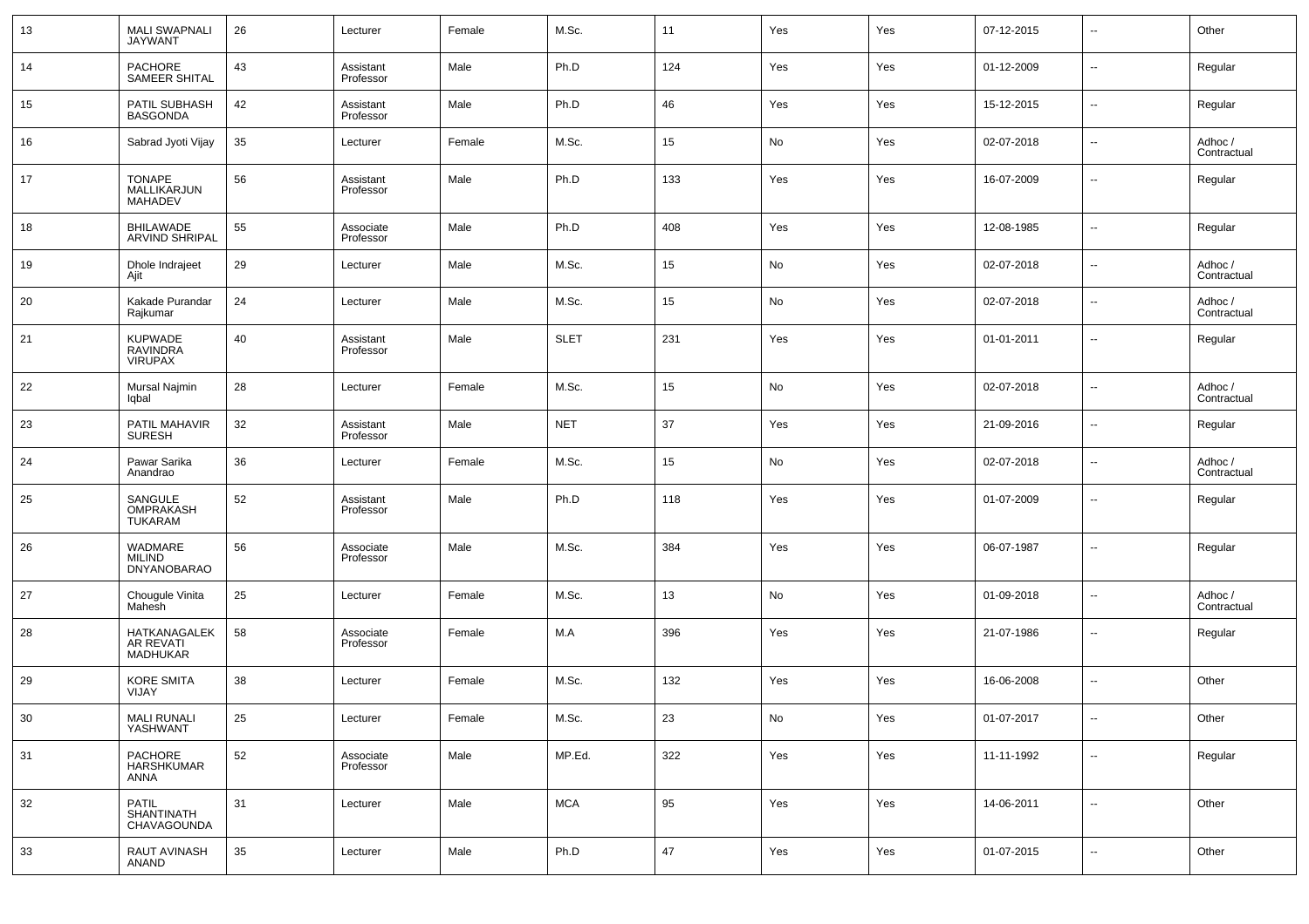| 13 | MALI SWAPNALI JAYWANT | 26 | Lecturer | Female | M.Sc. | 11 | Yes | Yes | 07-12-2015 | -- | Other |
|---|---|---|---|---|---|---|---|---|---|---|---|
| 14 | PACHORE SAMEER SHITAL | 43 | Assistant Professor | Male | Ph.D | 124 | Yes | Yes | 01-12-2009 | -- | Regular |
| 15 | PATIL SUBHASH BASGONDA | 42 | Assistant Professor | Male | Ph.D | 46 | Yes | Yes | 15-12-2015 | -- | Regular |
| 16 | Sabrad Jyoti Vijay | 35 | Lecturer | Female | M.Sc. | 15 | No | Yes | 02-07-2018 | -- | Adhoc / Contractual |
| 17 | TONAPE MALLIKARJUN MAHADEV | 56 | Assistant Professor | Male | Ph.D | 133 | Yes | Yes | 16-07-2009 | -- | Regular |
| 18 | BHILAWADE ARVIND SHRIPAL | 55 | Associate Professor | Male | Ph.D | 408 | Yes | Yes | 12-08-1985 | -- | Regular |
| 19 | Dhole Indrajeet Ajit | 29 | Lecturer | Male | M.Sc. | 15 | No | Yes | 02-07-2018 | -- | Adhoc / Contractual |
| 20 | Kakade Purandar Rajkumar | 24 | Lecturer | Male | M.Sc. | 15 | No | Yes | 02-07-2018 | -- | Adhoc / Contractual |
| 21 | KUPWADE RAVINDRA VIRUPAX | 40 | Assistant Professor | Male | SLET | 231 | Yes | Yes | 01-01-2011 | -- | Regular |
| 22 | Mursal Najmin Iqbal | 28 | Lecturer | Female | M.Sc. | 15 | No | Yes | 02-07-2018 | -- | Adhoc / Contractual |
| 23 | PATIL MAHAVIR SURESH | 32 | Assistant Professor | Male | NET | 37 | Yes | Yes | 21-09-2016 | -- | Regular |
| 24 | Pawar Sarika Anandrao | 36 | Lecturer | Female | M.Sc. | 15 | No | Yes | 02-07-2018 | -- | Adhoc / Contractual |
| 25 | SANGULE OMPRAKASH TUKARAM | 52 | Assistant Professor | Male | Ph.D | 118 | Yes | Yes | 01-07-2009 | -- | Regular |
| 26 | WADMARE MILIND DNYANOBARAO | 56 | Associate Professor | Male | M.Sc. | 384 | Yes | Yes | 06-07-1987 | -- | Regular |
| 27 | Chougule Vinita Mahesh | 25 | Lecturer | Female | M.Sc. | 13 | No | Yes | 01-09-2018 | -- | Adhoc / Contractual |
| 28 | HATKANAGALEKAR REVATI MADHUKAR | 58 | Associate Professor | Female | M.A | 396 | Yes | Yes | 21-07-1986 | -- | Regular |
| 29 | KORE SMITA VIJAY | 38 | Lecturer | Female | M.Sc. | 132 | Yes | Yes | 16-06-2008 | -- | Other |
| 30 | MALI RUNALI YASHWANT | 25 | Lecturer | Female | M.Sc. | 23 | No | Yes | 01-07-2017 | -- | Other |
| 31 | PACHORE HARSHKUMAR ANNA | 52 | Associate Professor | Male | MP.Ed. | 322 | Yes | Yes | 11-11-1992 | -- | Regular |
| 32 | PATIL SHANTINATH CHAVAGOUNDA | 31 | Lecturer | Male | MCA | 95 | Yes | Yes | 14-06-2011 | -- | Other |
| 33 | RAUT AVINASH ANAND | 35 | Lecturer | Male | Ph.D | 47 | Yes | Yes | 01-07-2015 | -- | Other |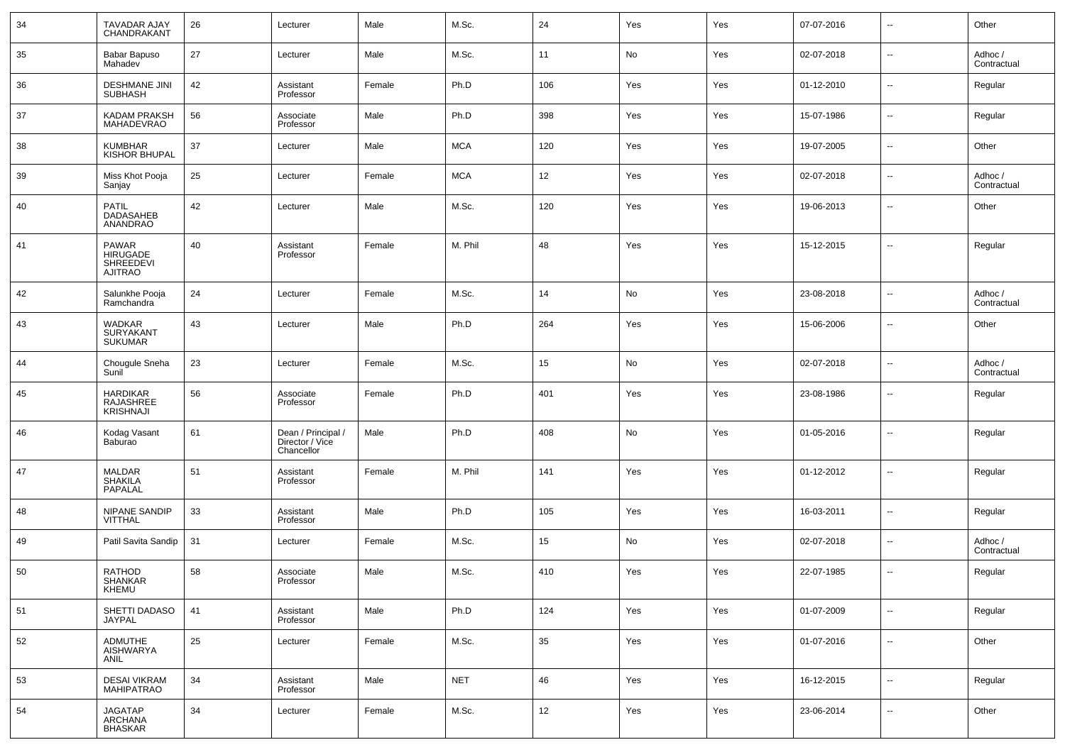| 34 | TAVADAR AJAY CHANDRAKANT | 26 | Lecturer | Male | M.Sc. | 24 | Yes | Yes | 07-07-2016 | -- | Other |
|---|---|---|---|---|---|---|---|---|---|---|---|
| 35 | Babar Bapuso Mahadev | 27 | Lecturer | Male | M.Sc. | 11 | No | Yes | 02-07-2018 | -- | Adhoc / Contractual |
| 36 | DESHMANE JINI SUBHASH | 42 | Assistant Professor | Female | Ph.D | 106 | Yes | Yes | 01-12-2010 | -- | Regular |
| 37 | KADAM PRAKSH MAHADEVRAO | 56 | Associate Professor | Male | Ph.D | 398 | Yes | Yes | 15-07-1986 | -- | Regular |
| 38 | KUMBHAR KISHOR BHUPAL | 37 | Lecturer | Male | MCA | 120 | Yes | Yes | 19-07-2005 | -- | Other |
| 39 | Miss Khot Pooja Sanjay | 25 | Lecturer | Female | MCA | 12 | Yes | Yes | 02-07-2018 | -- | Adhoc / Contractual |
| 40 | PATIL DADASAHEB ANANDRAO | 42 | Lecturer | Male | M.Sc. | 120 | Yes | Yes | 19-06-2013 | -- | Other |
| 41 | PAWAR HIRUGADE SHREEDEVI AJITRAO | 40 | Assistant Professor | Female | M. Phil | 48 | Yes | Yes | 15-12-2015 | -- | Regular |
| 42 | Salunkhe Pooja Ramchandra | 24 | Lecturer | Female | M.Sc. | 14 | No | Yes | 23-08-2018 | -- | Adhoc / Contractual |
| 43 | WADKAR SURYAKANT SUKUMAR | 43 | Lecturer | Male | Ph.D | 264 | Yes | Yes | 15-06-2006 | -- | Other |
| 44 | Chougule Sneha Sunil | 23 | Lecturer | Female | M.Sc. | 15 | No | Yes | 02-07-2018 | -- | Adhoc / Contractual |
| 45 | HARDIKAR RAJASHREE KRISHNAJI | 56 | Associate Professor | Female | Ph.D | 401 | Yes | Yes | 23-08-1986 | -- | Regular |
| 46 | Kodag Vasant Baburao | 61 | Dean / Principal / Director / Vice Chancellor | Male | Ph.D | 408 | No | Yes | 01-05-2016 | -- | Regular |
| 47 | MALDAR SHAKILA PAPALAL | 51 | Assistant Professor | Female | M. Phil | 141 | Yes | Yes | 01-12-2012 | -- | Regular |
| 48 | NIPANE SANDIP VITTHAL | 33 | Assistant Professor | Male | Ph.D | 105 | Yes | Yes | 16-03-2011 | -- | Regular |
| 49 | Patil Savita Sandip | 31 | Lecturer | Female | M.Sc. | 15 | No | Yes | 02-07-2018 | -- | Adhoc / Contractual |
| 50 | RATHOD SHANKAR KHEMU | 58 | Associate Professor | Male | M.Sc. | 410 | Yes | Yes | 22-07-1985 | -- | Regular |
| 51 | SHETTI DADASO JAYPAL | 41 | Assistant Professor | Male | Ph.D | 124 | Yes | Yes | 01-07-2009 | -- | Regular |
| 52 | ADMUTHE AISHWARYA ANIL | 25 | Lecturer | Female | M.Sc. | 35 | Yes | Yes | 01-07-2016 | -- | Other |
| 53 | DESAI VIKRAM MAHIPATRAO | 34 | Assistant Professor | Male | NET | 46 | Yes | Yes | 16-12-2015 | -- | Regular |
| 54 | JAGATAP ARCHANA BHASKAR | 34 | Lecturer | Female | M.Sc. | 12 | Yes | Yes | 23-06-2014 | -- | Other |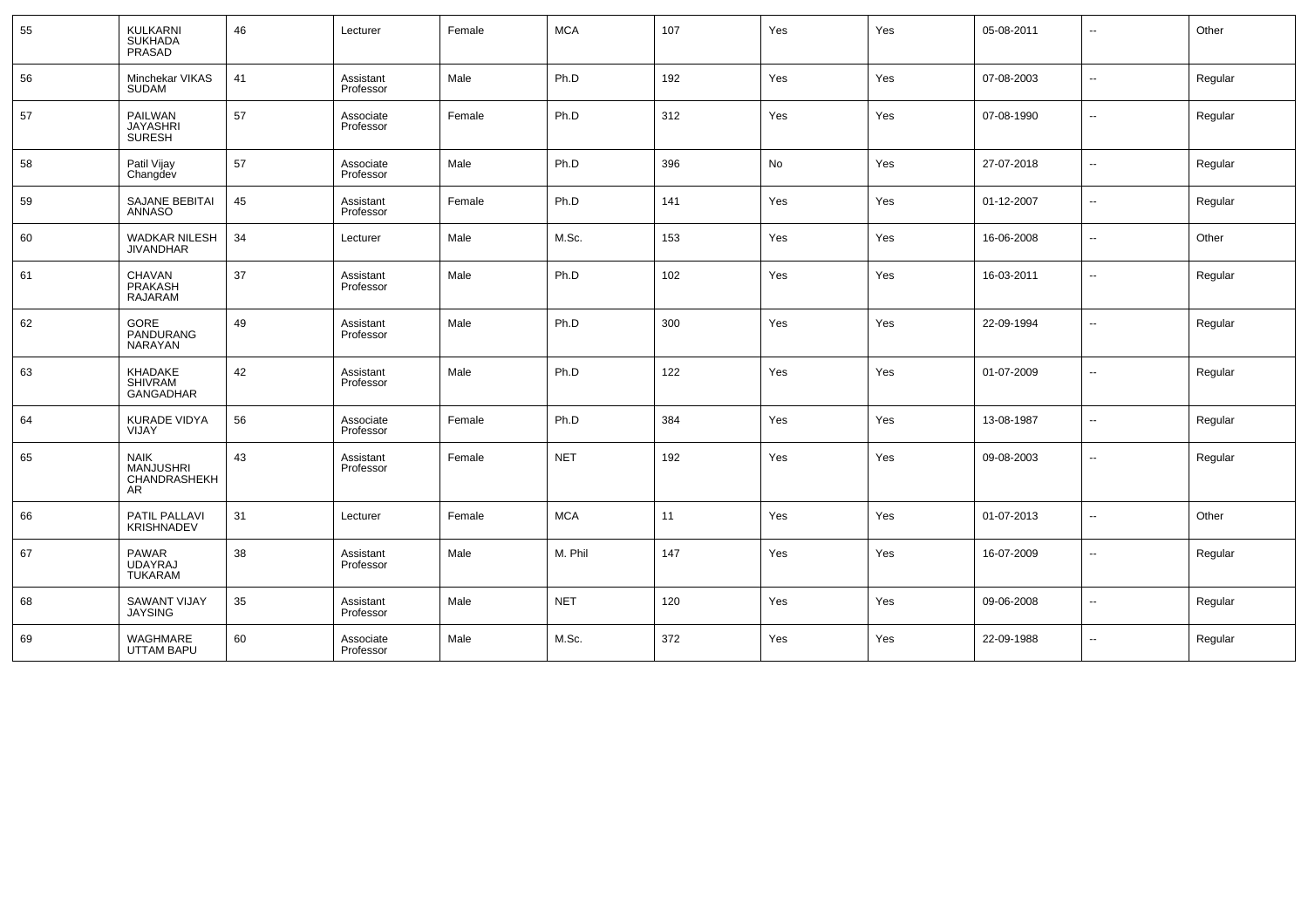| | | | | | | | | | | | |
|---|---|---|---|---|---|---|---|---|---|---|---|
| 55 | KULKARNI SUKHADA PRASAD | 46 | Lecturer | Female | MCA | 107 | Yes | Yes | 05-08-2011 | -- | Other |
| 56 | Minchekar VIKAS SUDAM | 41 | Assistant Professor | Male | Ph.D | 192 | Yes | Yes | 07-08-2003 | -- | Regular |
| 57 | PAILWAN JAYASHRI SURESH | 57 | Associate Professor | Female | Ph.D | 312 | Yes | Yes | 07-08-1990 | -- | Regular |
| 58 | Patil Vijay Changdev | 57 | Associate Professor | Male | Ph.D | 396 | No | Yes | 27-07-2018 | -- | Regular |
| 59 | SAJANE BEBITAI ANNASO | 45 | Assistant Professor | Female | Ph.D | 141 | Yes | Yes | 01-12-2007 | -- | Regular |
| 60 | WADKAR NILESH JIVANDHAR | 34 | Lecturer | Male | M.Sc. | 153 | Yes | Yes | 16-06-2008 | -- | Other |
| 61 | CHAVAN PRAKASH RAJARAM | 37 | Assistant Professor | Male | Ph.D | 102 | Yes | Yes | 16-03-2011 | -- | Regular |
| 62 | GORE PANDURANG NARAYAN | 49 | Assistant Professor | Male | Ph.D | 300 | Yes | Yes | 22-09-1994 | -- | Regular |
| 63 | KHADAKE SHIVRAM GANGADHAR | 42 | Assistant Professor | Male | Ph.D | 122 | Yes | Yes | 01-07-2009 | -- | Regular |
| 64 | KURADE VIDYA VIJAY | 56 | Associate Professor | Female | Ph.D | 384 | Yes | Yes | 13-08-1987 | -- | Regular |
| 65 | NAIK MANJUSHRI CHANDRASHEKHAR | 43 | Assistant Professor | Female | NET | 192 | Yes | Yes | 09-08-2003 | -- | Regular |
| 66 | PATIL PALLAVI KRISHNADEV | 31 | Lecturer | Female | MCA | 11 | Yes | Yes | 01-07-2013 | -- | Other |
| 67 | PAWAR UDAYRAJ TUKARAM | 38 | Assistant Professor | Male | M. Phil | 147 | Yes | Yes | 16-07-2009 | -- | Regular |
| 68 | SAWANT VIJAY JAYSING | 35 | Assistant Professor | Male | NET | 120 | Yes | Yes | 09-06-2008 | -- | Regular |
| 69 | WAGHMARE UTTAM BAPU | 60 | Associate Professor | Male | M.Sc. | 372 | Yes | Yes | 22-09-1988 | -- | Regular |